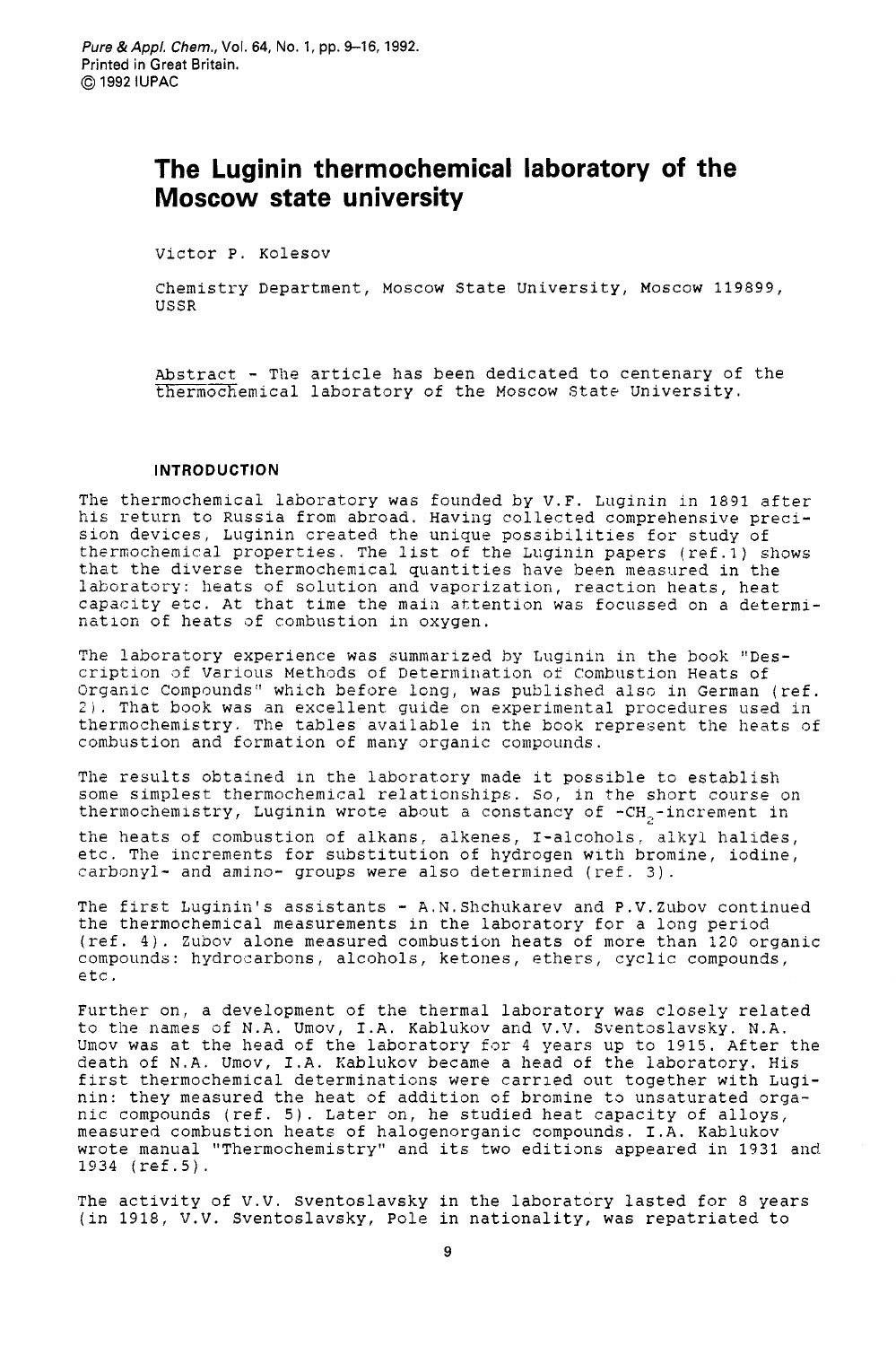# The Luginin thermochemical laboratory of the Moscow state university

Victor P. Kolesov

Chemistry Department, Moscow State University, Moscow 119899, USSR

Abstract - The article has been dedicated to centenary of the thermochemical laboratory of the Moscow State University.

## INTRODUCTION

The thermochemical laboratory was founded by V.F. Luginin in 1891 after his return to Russia from abroad. Having collected comprehensive precision devices, Luginin created the unique possibilities for study of thermochemical properties. The list of the Luginin papers (ref.1) shows that the diverse thermochemical quantities have been measured in the laboratory: heats of solution and vaporization, reaction heats, heat capacity etc. At that time the main attention was focussed on a determination of heats of combustion in oxygen.

The laboratory experience was summarized by Luginin in the book "Description of Various Methods of Determination of Combustion Heats of Organic Compounds" which before long, was published also in German (ref. 2). That book was an excellent guide on experimental procedures used in thermochemistry. The tables available in the book represent the heats of combustion and formation of many organic compounds.

The results obtained in the laboratory made it possible to establish some simplest thermochemical relationships. So, in the short course on thermochemistry, Luginin wrote about a constancy of $-CH_2$-increment in the heats of combustion of alkans, alkenes, I-alcohols, alkyl halides, etc. The increments for substitution of hydrogen with bromine, iodine, carbonyl- and amino- groups were also determined (ref. 3).

The first Luginin's assistants - A.N.Shchukarev and P.V.Zubov continued the thermochemical measurements in the laboratory for a long period (ref. 4). Zubov alone measured combustion heats of more than 120 organic compounds: hydrocarbons, alcohols, ketones, ethers, cyclic compounds, etc.

Further on, a development of the thermal laboratory was closely related to the names of N.A. Umov, I.A. Kablukov and V.V. Sventoslavsky. N.A. Umov was at the head of the laboratory for 4 years up to 1915. After the death of N.A. Umov, I.A. Kablukov became a head of the laboratory. His first thermochemical determinations were carried out together with Luginin: they measured the heat of addition of bromine to unsaturated organic compounds (ref. 5). Later on, he studied heat capacity of alloys, measured combustion heats of halogenorganic compounds. I.A. Kablukov wrote manual "Thermochemistry" and its two editions appeared in 1931 and 1934 (ref.5).

The activity of V.V. Sventoslavsky in the laboratory lasted for 8 years (in 1918, V.V. Sventoslavsky, Pole in nationality, was repatriated to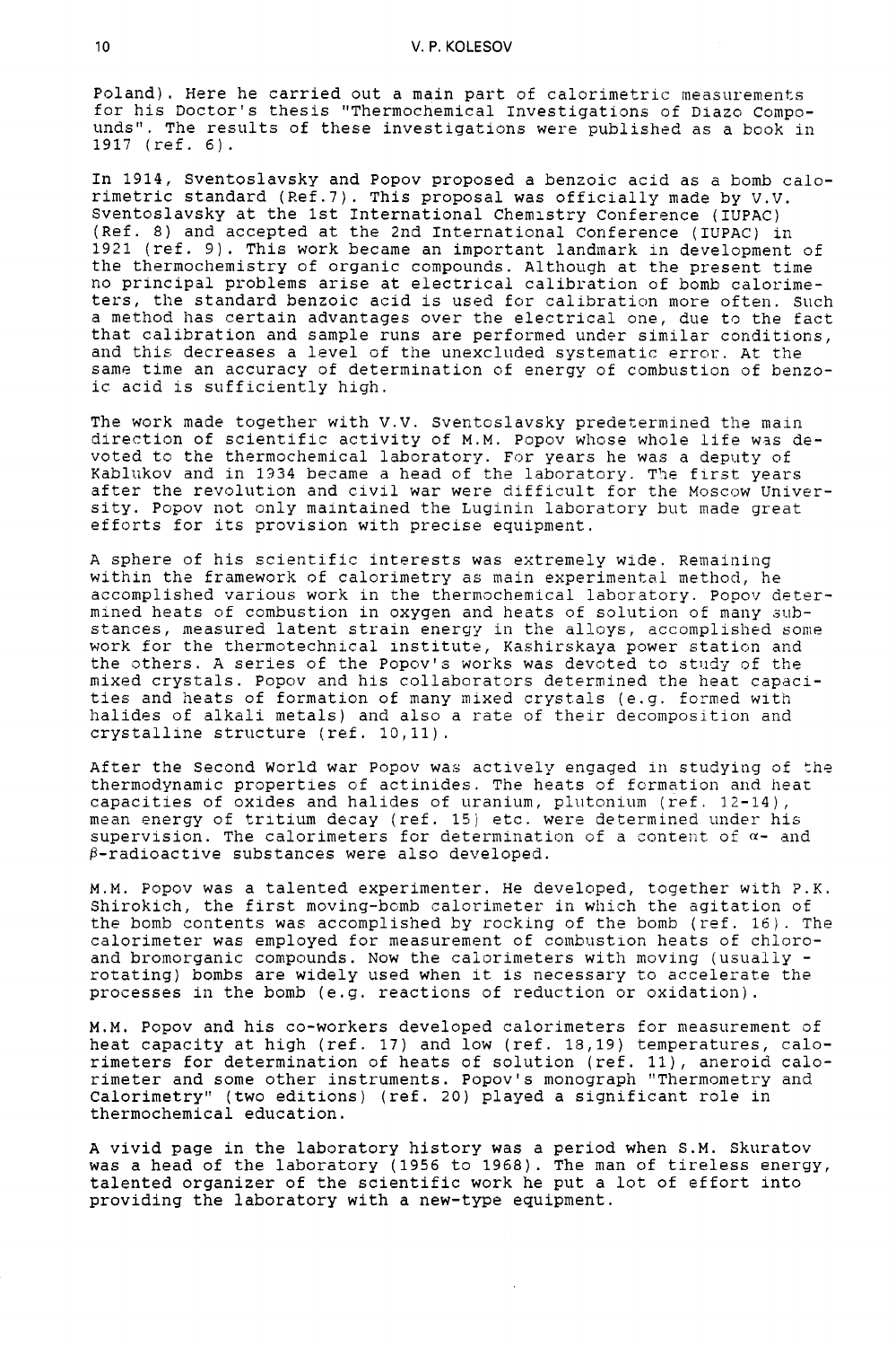Poland). Here he carried out a main part of calorimetric measurements for his Doctor's thesis "Thermochemical Investigations of Diazo Compounds". The results of these investigations were published as a book in 1917 (ref. 6).

In 1914, Sventoslavsky and Popov proposed a benzoic acid as a bomb calorimetric standard (Ref.7). This proposal was officially made by V.V. Sventoslavsky at the 1st International Chemistry Conference (IUPAC) (Ref. 8) and accepted at the 2nd International Conference (IUPAC) in 1921 (ref. 9). This work became an important landmark in development of the thermochemistry of organic compounds. Although at the present time no principal problems arise at electrical calibration of bomb calorimeters, the standard benzoic acid is used for calibration more often. Such a method has certain advantages over the electrical one, due to the fact that calibration and sample runs are performed under similar conditions, and this decreases a level of the unexcluded systematic error. At the same time an accuracy of determination of energy of combustion of benzoic acid is sufficiently high.

The work made together with V.V. Sventoslavsky predetermined the main direction of scientific activity of M.M. Popov whose whole life was devoted to the thermochemical laboratory. For years he was a deputy of Kablukov and in 1934 became a head of the laboratory. The first years after the revolution and civil war were difficult for the Moscow University. Popov not only maintained the Luginin laboratory but made great efforts for its provision with precise equipment.

A sphere of his scientific interests was extremely wide. Remaining within the framework of calorimetry as main experimental method, he accomplished various work in the thermochemical laboratory. Popov determined heats of combustion in oxygen and heats of solution of many substances, measured latent strain energy in the alloys, accomplished some work for the thermotechnical institute, Kashirskaya power station and the others. A series of the Popov's works was devoted to study of the mixed crystals. Popov and his collaborators determined the heat capacities and heats of formation of many mixed crystals (e.g. formed with halides of alkali metals) and also a rate of their decomposition and crystalline structure (ref. 10,11).

After the Second World War Popov was actively engaged in studying of the thermodynamic properties of actinides. The heats of formation and heat capacities of oxides and halides of uranium, plutonium (ref. 12-14), mean energy of tritium decay (ref. 15) etc. were determined under his supervision. The calorimeters for determination of a content of $\alpha$- and $\beta$-radioactive substances were also developed.

M.M. Popov was a talented experimenter. He developed, together with P.K. Shirokich, the first moving-bomb calorimeter in which the agitation of the bomb contents was accomplished by rocking of the bomb (ref. 16). The calorimeter was employed for measurement of combustion heats of chloro- and bromorganic compounds. Now the calorimeters with moving (usually - rotating) bombs are widely used when it is necessary to accelerate the processes in the bomb (e.g. reactions of reduction or oxidation).

M.M. Popov and his co-workers developed calorimeters for measurement of heat capacity at high (ref. 17) and low (ref. 18,19) temperatures, calorimeters for determination of heats of solution (ref. 11), aneroid calorimeter and some other instruments. Popov's monograph "Thermometry and Calorimetry" (two editions) (ref. 20) played a significant role in thermochemical education.

A vivid page in the laboratory history was a period when S.M. Skuratov was a head of the laboratory (1956 to 1968). The man of tireless energy, talented organizer of the scientific work he put a lot of effort into providing the laboratory with a new-type equipment.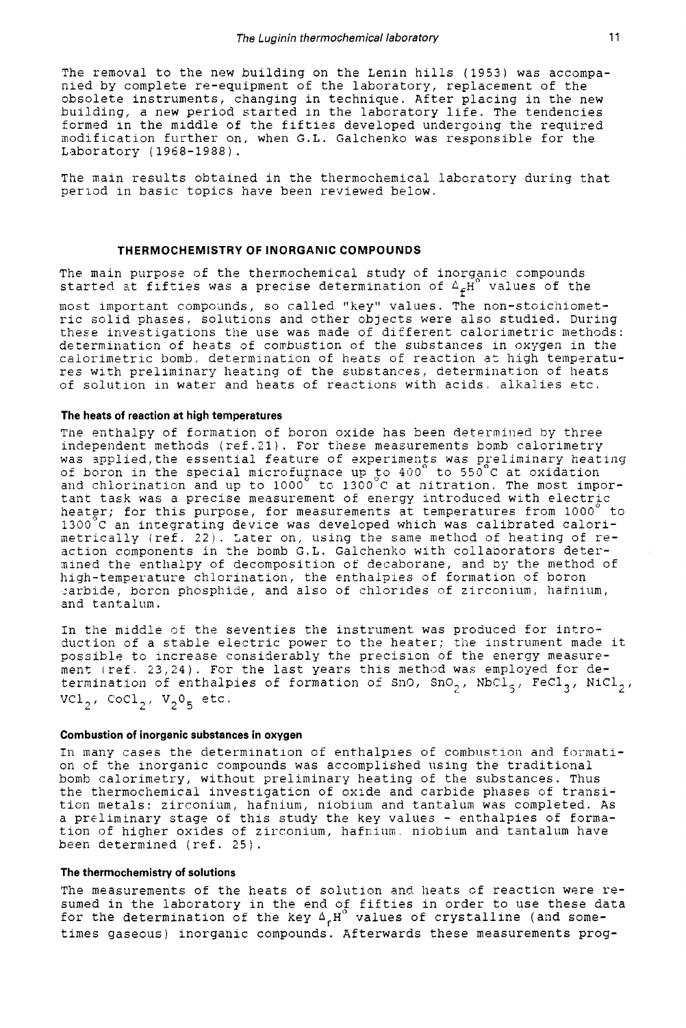The removal to the new building on the Lenin hills (1953) was accompanied by complete re-equipment of the laboratory, replacement of the obsolete instruments, changing in technique. After placing in the new building, a new period started in the laboratory life. The tendencies formed in the middle of the fifties developed undergoing the required modification further on, when G.L. Galchenko was responsible for the Laboratory (1968-1988).

The main results obtained in the thermochemical laboratory during that period in basic topics have been reviewed below.

## THERMOCHEMISTRY OF INORGANIC COMPOUNDS

The main purpose of the thermochemical study of inorganic compounds started at fifties was a precise determination of $\Delta_f H^\circ$ values of the most important compounds, so called "key" values. The non-stoichiometric solid phases, solutions and other objects were also studied. During these investigations the use was made of different calorimetric methods: determination of heats of combustion of the substances in oxygen in the calorimetric bomb, determination of heats of reaction at high temperatures with preliminary heating of the substances, determination of heats of solution in water and heats of reactions with acids, alkalies etc.

### The heats of reaction at high temperatures

The enthalpy of formation of boron oxide has been determined by three independent methods (ref. 21). For these measurements bomb calorimetry was applied, the essential feature of experiments was preliminary heating of boron in the special microfurnace up to 400° to 550°C at oxidation and chlorination and up to 1000° to 1300°C at nitration. The most important task was a precise measurement of energy introduced with electric heater; for this purpose, for measurements at temperatures from 1000° to 1300°C an integrating device was developed which was calibrated calorimetrically (ref. 22). Later on, using the same method of heating of reaction components in the bomb G.L. Galchenko with collaborators determined the enthalpy of decomposition of decaborane, and by the method of high-temperature chlorination, the enthalpies of formation of boron carbide, boron phosphide, and also of chlorides of zirconium, hafnium, and tantalum.

In the middle of the seventies the instrument was produced for introduction of a stable electric power to the heater; the instrument made it possible to increase considerably the precision of the energy measurement (ref. 23,24). For the last years this method was employed for determination of enthalpies of formation of $SnO$, $SnO_2$, $NbCl_5$, $FeCl_3$, $NiCl_2$, $VCl_2$, $CoCl_2$, $V_2O_5$ etc.

### Combustion of inorganic substances in oxygen

In many cases the determination of enthalpies of combustion and formation of the inorganic compounds was accomplished using the traditional bomb calorimetry, without preliminary heating of the substances. Thus the thermochemical investigation of oxide and carbide phases of transition metals: zirconium, hafnium, niobium and tantalum was completed. As a preliminary stage of this study the key values - enthalpies of formation of higher oxides of zirconium, hafnium, niobium and tantalum have been determined (ref. 25).

### The thermochemistry of solutions

The measurements of the heats of solution and heats of reaction were resumed in the laboratory in the end of fifties in order to use these data for the determination of the key $\Delta_f H^\circ$ values of crystalline (and sometimes gaseous) inorganic compounds. Afterwards these measurements prog-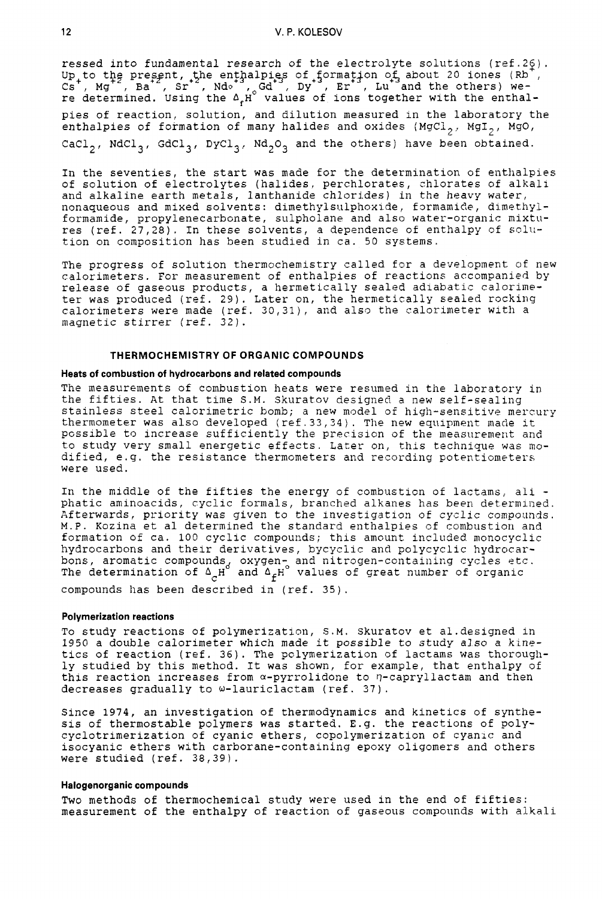ressed into fundamental research of the electrolyte solutions (ref.26). Up to the present, the enthalpies of formation of about 20 iones ($Rb^+$, $Cs^+$, $Mg^{+2}$, $Ba^{+2}$, $Sr^{+2}$, $Nd^{+3}$, $Gd^{+3}$, $Dy^{+3}$, $Er^{+3}$, $Lu^{+3}$ and the others) were determined. Using the $\Delta_f H^\circ$ values of ions together with the enthalpies of reaction, solution, and dilution measured in the laboratory the enthalpies of formation of many halides and oxides ($MgCl_2$, $MgI_2$, $MgO$, $CaCl_2$, $NdCl_3$, $GdCl_3$, $DyCl_3$, $Nd_2O_3$ and the others) have been obtained.

In the seventies, the start was made for the determination of enthalpies of solution of electrolytes (halides, perchlorates, chlorates of alkali and alkaline earth metals, lanthanide chlorides) in the heavy water, nonaqueous and mixed solvents: dimethylsulphoxide, formamide, dimethylformamide, propylenecarbonate, sulpholane and also water-organic mixtures (ref. 27,28). In these solvents, a dependence of enthalpy of solution on composition has been studied in ca. 50 systems.

The progress of solution thermochemistry called for a development of new calorimeters. For measurement of enthalpies of reactions accompanied by release of gaseous products, a hermetically sealed adiabatic calorimeter was produced (ref. 29). Later on, the hermetically sealed rocking calorimeters were made (ref. 30,31), and also the calorimeter with a magnetic stirrer (ref. 32).

## THERMOCHEMISTRY OF ORGANIC COMPOUNDS

### Heats of combustion of hydrocarbons and related compounds

The measurements of combustion heats were resumed in the laboratory in the fifties. At that time S.M. Skuratov designed a new self-sealing stainless steel calorimetric bomb; a new model of high-sensitive mercury thermometer was also developed (ref.33,34). The new equipment made it possible to increase sufficiently the precision of the measurement and to study very small energetic effects. Later on, this technique was modified, e.g. the resistance thermometers and recording potentiometers were used.

In the middle of the fifties the energy of combustion of lactams, ali - phatic aminoacids, cyclic formals, branched alkanes has been determined. Afterwards, priority was given to the investigation of cyclic compounds. M.P. Kozina et al determined the standard enthalpies of combustion and formation of ca. 100 cyclic compounds; this amount included monocyclic hydrocarbons and their derivatives, bycyclic and polycyclic hydrocarbons, aromatic compounds, oxygen- and nitrogen-containing cycles etc. The determination of $\Delta_c H^\circ$ and $\Delta_f H^\circ$ values of great number of organic compounds has been described in (ref. 35).

### Polymerization reactions

To study reactions of polymerization, S.M. Skuratov et al.designed in 1950 a double calorimeter which made it possible to study also a kinetics of reaction (ref. 36). The polymerization of lactams was thoroughly studied by this method. It was shown, for example, that enthalpy of this reaction increases from α-pyrrolidone to η-capryllactam and then decreases gradually to ω-lauriclactam (ref. 37).

Since 1974, an investigation of thermodynamics and kinetics of synthesis of thermostable polymers was started. E.g. the reactions of polycyclotrimerization of cyanic ethers, copolymerization of cyanic and isocyanic ethers with carborane-containing epoxy oligomers and others were studied (ref. 38,39).

### Halogenorganic compounds

Two methods of thermochemical study were used in the end of fifties: measurement of the enthalpy of reaction of gaseous compounds with alkali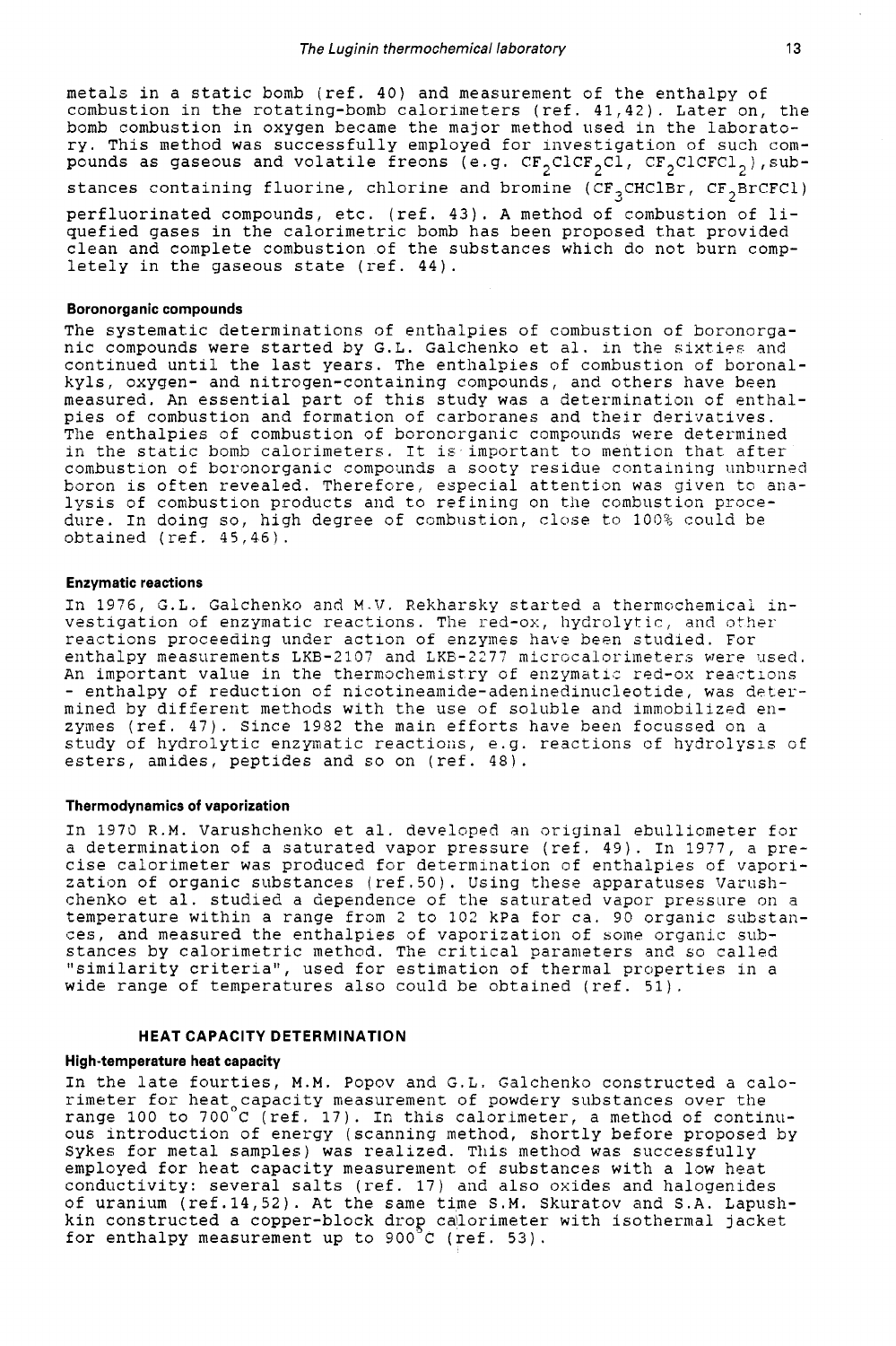metals in a static bomb (ref. 40) and measurement of the enthalpy of combustion in the rotating-bomb calorimeters (ref. 41,42). Later on, the bomb combustion in oxygen became the major method used in the laboratory. This method was successfully employed for investigation of such compounds as gaseous and volatile freons (e.g. $CF_2ClCF_2Cl$, $CF_2ClCFCl_2$), substances containing fluorine, chlorine and bromine ($CF_3CHClBr$, $CF_2BrCFCl$) perfluorinated compounds, etc. (ref. 43). A method of combustion of liquefied gases in the calorimetric bomb has been proposed that provided clean and complete combustion of the substances which do not burn completely in the gaseous state (ref. 44).

### Boronorganic compounds

The systematic determinations of enthalpies of combustion of boronorganic compounds were started by G.L. Galchenko et al. in the sixties and continued until the last years. The enthalpies of combustion of boronalkyls, oxygen- and nitrogen-containing compounds, and others have been measured. An essential part of this study was a determination of enthalpies of combustion and formation of carboranes and their derivatives. The enthalpies of combustion of boronorganic compounds were determined in the static bomb calorimeters. It is important to mention that after combustion of boronorganic compounds a sooty residue containing unburned boron is often revealed. Therefore, especial attention was given to analysis of combustion products and to refining on the combustion procedure. In doing so, high degree of combustion, close to 100% could be obtained (ref. 45,46).

### Enzymatic reactions

In 1976, G.L. Galchenko and M.V. Rekharsky started a thermochemical investigation of enzymatic reactions. The red-ox, hydrolytic, and other reactions proceeding under action of enzymes have been studied. For enthalpy measurements LKB-2107 and LKB-2277 microcalorimeters were used. An important value in the thermochemistry of enzymatic red-ox reactions - enthalpy of reduction of nicotineamide-adeninedinucleotide, was determined by different methods with the use of soluble and immobilized enzymes (ref. 47). Since 1982 the main efforts have been focussed on a study of hydrolytic enzymatic reactions, e.g. reactions of hydrolysis of esters, amides, peptides and so on (ref. 48).

### Thermodynamics of vaporization

In 1970 R.M. Varushchenko et al. developed an original ebulliometer for a determination of a saturated vapor pressure (ref. 49). In 1977, a precise calorimeter was produced for determination of enthalpies of vaporization of organic substances (ref.50). Using these apparatuses Varushchenko et al. studied a dependence of the saturated vapor pressure on a temperature within a range from 2 to 102 kPa for ca. 90 organic substances, and measured the enthalpies of vaporization of some organic substances by calorimetric method. The critical parameters and so called "similarity criteria", used for estimation of thermal properties in a wide range of temperatures also could be obtained (ref. 51).

## HEAT CAPACITY DETERMINATION

### High-temperature heat capacity

In the late fourties, M.M. Popov and G.L. Galchenko constructed a calorimeter for heat capacity measurement of powdery substances over the range 100 to 700°C (ref. 17). In this calorimeter, a method of continuous introduction of energy (scanning method, shortly before proposed by Sykes for metal samples) was realized. This method was successfully employed for heat capacity measurement of substances with a low heat conductivity: several salts (ref. 17) and also oxides and halogenides of uranium (ref.14,52). At the same time S.M. Skuratov and S.A. Lapushkin constructed a copper-block drop calorimeter with isothermal jacket for enthalpy measurement up to 900°C (ref. 53).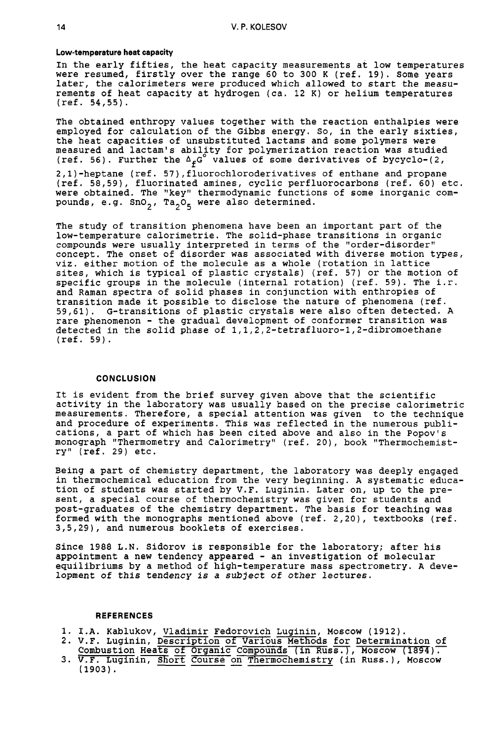### Low-temperature heat capacity

In the early fifties, the heat capacity measurements at low temperatures were resumed, firstly over the range 60 to 300 K (ref. 19). Some years later, the calorimeters were produced which allowed to start the measurements of heat capacity at hydrogen (ca. 12 K) or helium temperatures (ref. 54,55).

The obtained enthropy values together with the reaction enthalpies were employed for calculation of the Gibbs energy. So, in the early sixties, the heat capacities of unsubstituted lactams and some polymers were measured and lactam's ability for polymerization reaction was studied (ref. 56). Further the $\Delta_f G^\circ$ values of some derivatives of bycyclo-(2, 2,1)-heptane (ref. 57),fluorochloroderivatives of enthane and propane (ref. 58,59), fluorinated amines, cyclic perfluorocarbons (ref. 60) etc. were obtained. The "key" thermodynamic functions of some inorganic compounds, e.g. $SnO_2$, $Ta_2O_5$ were also determined.

The study of transition phenomena have been an important part of the low-temperature calorimetrie. The solid-phase transitions in organic compounds were usually interpreted in terms of the "order-disorder" concept. The onset of disorder was associated with diverse motion types, viz. either motion of the molecule as a whole (rotation in lattice sites, which is typical of plastic crystals) (ref. 57) or the motion of specific groups in the molecule (internal rotation) (ref. 59). The i.r. and Raman spectra of solid phases in conjunction with enthropies of transition made it possible to disclose the nature of phenomena (ref. 59,61). G-transitions of plastic crystals were also often detected. A rare phenomenon - the gradual development of conformer transition was detected in the solid phase of 1,1,2,2-tetrafluoro-1,2-dibromoethane (ref. 59).

## CONCLUSION

It is evident from the brief survey given above that the scientific activity in the laboratory was usually based on the precise calorimetric measurements. Therefore, a special attention was given to the technique and procedure of experiments. This was reflected in the numerous publications, a part of which has been cited above and also in the Popov's monograph "Thermometry and Calorimetry" (ref. 20), book "Thermochemistry" (ref. 29) etc.

Being a part of chemistry department, the laboratory was deeply engaged in thermochemical education from the very beginning. A systematic education of students was started by V.F. Luginin. Later on, up to the present, a special course of thermochemistry was given for students and post-graduates of the chemistry department. The basis for teaching was formed with the monographs mentioned above (ref. 2,20), textbooks (ref. 3,5,29), and numerous booklets of exercises.

Since 1988 L.N. Sidorov is responsible for the laboratory; after his appointment a new tendency appeared - an investigation of molecular equilibriums by a method of high-temperature mass spectrometry. A development of this tendency is a subject of other lectures.

## REFERENCES

1. I.A. Kablukov, Vladimir Fedorovich Luginin, Moscow (1912).
2. V.F. Luginin, Description of Various Methods for Determination of Combustion Heats of Organic Compounds (in Russ.), Moscow (1894).
3. V.F. Luginin, Short Course on Thermochemistry (in Russ.), Moscow (1903).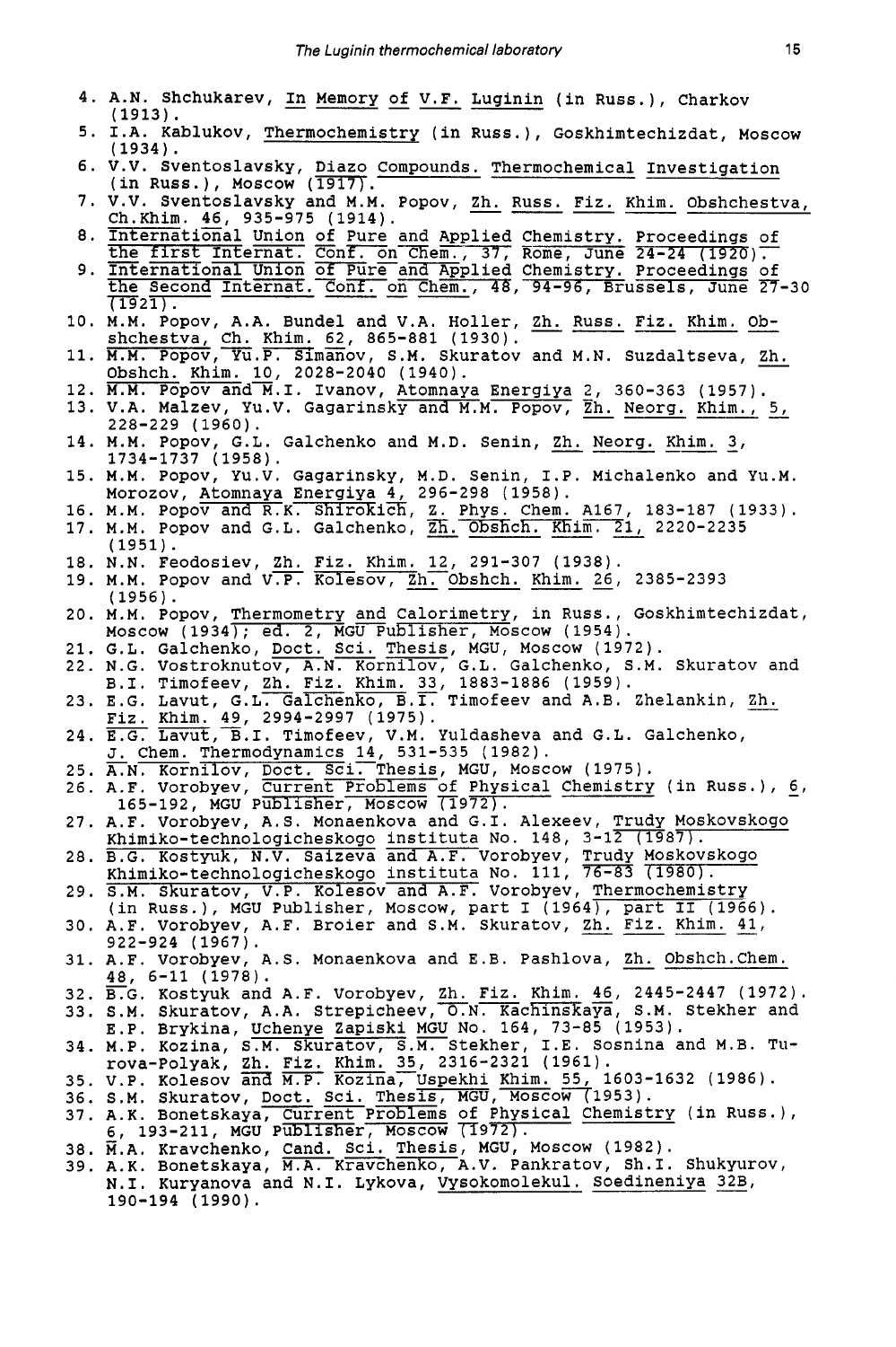4. A.N. Shchukarev, In Memory of V.F. Luginin (in Russ.), Charkov (1913).
5. I.A. Kablukov, Thermochemistry (in Russ.), Goskhimtechizdat, Moscow (1934).
6. V.V. Sventoslavsky, Diazo Compounds. Thermochemical Investigation (in Russ.), Moscow (1917).
7. V.V. Sventoslavsky and M.M. Popov, Zh. Russ. Fiz. Khim. Obshchestva, Ch.Khim. 46, 935-975 (1914).
8. International Union of Pure and Applied Chemistry. Proceedings of the first Internat. Conf. on Chem., 37, Rome, June 24-24 (1920).
9. International Union of Pure and Applied Chemistry. Proceedings of the Second Internat. Conf. on Chem., 48, 94-96, Brussels, June 27-30 (1921).
10. M.M. Popov, A.A. Bundel and V.A. Holler, Zh. Russ. Fiz. Khim. Obshchestva, Ch. Khim. 62, 865-881 (1930).
11. M.M. Popov, Yu.P. Simanov, S.M. Skuratov and M.N. Suzdaltseva, Zh. Obshch. Khim. 10, 2028-2040 (1940).
12. M.M. Popov and M.I. Ivanov, Atomnaya Energiya 2, 360-363 (1957).
13. V.A. Malzev, Yu.V. Gagarinsky and M.M. Popov, Zh. Neorg. Khim., 5, 228-229 (1960).
14. M.M. Popov, G.L. Galchenko and M.D. Senin, Zh. Neorg. Khim. 3, 1734-1737 (1958).
15. M.M. Popov, Yu.V. Gagarinsky, M.D. Senin, I.P. Michalenko and Yu.M. Morozov, Atomnaya Energiya 4, 296-298 (1958).
16. M.M. Popov and R.K. Shirokich, Z. Phys. Chem. A167, 183-187 (1933).
17. M.M. Popov and G.L. Galchenko, Zh. Obshch. Khim. 21, 2220-2235 (1951).
18. N.N. Feodosiev, Zh. Fiz. Khim. 12, 291-307 (1938).
19. M.M. Popov and V.P. Kolesov, Zh. Obshch. Khim. 26, 2385-2393 (1956).
20. M.M. Popov, Thermometry and Calorimetry, in Russ., Goskhimtechizdat, Moscow (1934); ed. 2, MGU Publisher, Moscow (1954).
21. G.L. Galchenko, Doct. Sci. Thesis, MGU, Moscow (1972).
22. N.G. Vostroknutov, A.N. Kornilov, G.L. Galchenko, S.M. Skuratov and B.I. Timofeev, Zh. Fiz. Khim. 33, 1883-1886 (1959).
23. E.G. Lavut, G.L. Galchenko, B.I. Timofeev and A.B. Zhelankin, Zh. Fiz. Khim. 49, 2994-2997 (1975).
24. E.G. Lavut, B.I. Timofeev, V.M. Yuldasheva and G.L. Galchenko, J. Chem. Thermodynamics 14, 531-535 (1982).
25. A.N. Kornilov, Doct. Sci. Thesis, MGU, Moscow (1975).
26. A.F. Vorobyev, Current Problems of Physical Chemistry (in Russ.), 6, 165-192, MGU Publisher, Moscow (1972).
27. A.F. Vorobyev, A.S. Monaenkova and G.I. Alexeev, Trudy Moskovskogo Khimiko-technologicheskogo instituta No. 148, 3-12 (1987).
28. B.G. Kostyuk, N.V. Saizeva and A.F. Vorobyev, Trudy Moskovskogo Khimiko-technologicheskogo instituta No. 111, 76-83 (1980).
29. S.M. Skuratov, V.P. Kolesov and A.F. Vorobyev, Thermochemistry (in Russ.), MGU Publisher, Moscow, part I (1964), part II (1966).
30. A.F. Vorobyev, A.F. Broier and S.M. Skuratov, Zh. Fiz. Khim. 41, 922-924 (1967).
31. A.F. Vorobyev, A.S. Monaenkova and E.B. Pashlova, Zh. Obshch.Chem. 48, 6-11 (1978).
32. B.G. Kostyuk and A.F. Vorobyev, Zh. Fiz. Khim. 46, 2445-2447 (1972).
33. S.M. Skuratov, A.A. Strepicheev, O.N. Kachinskaya, S.M. Stekher and E.P. Brykina, Uchenye Zapiski MGU No. 164, 73-85 (1953).
34. M.P. Kozina, S.M. Skuratov, S.M. Stekher, I.E. Sosnina and M.B. Turova-Polyak, Zh. Fiz. Khim. 35, 2316-2321 (1961).
35. V.P. Kolesov and M.P. Kozina, Uspekhi Khim. 55, 1603-1632 (1986).
36. S.M. Skuratov, Doct. Sci. Thesis, MGU, Moscow (1953).
37. A.K. Bonetskaya, Current Problems of Physical Chemistry (in Russ.), 6, 193-211, MGU Publisher, Moscow (1972).
38. M.A. Kravchenko, Cand. Sci. Thesis, MGU, Moscow (1982).
39. A.K. Bonetskaya, M.A. Kravchenko, A.V. Pankratov, Sh.I. Shukyurov, N.I. Kuryanova and N.I. Lykova, Vysokomolekul. Soedineniya 32B, 190-194 (1990).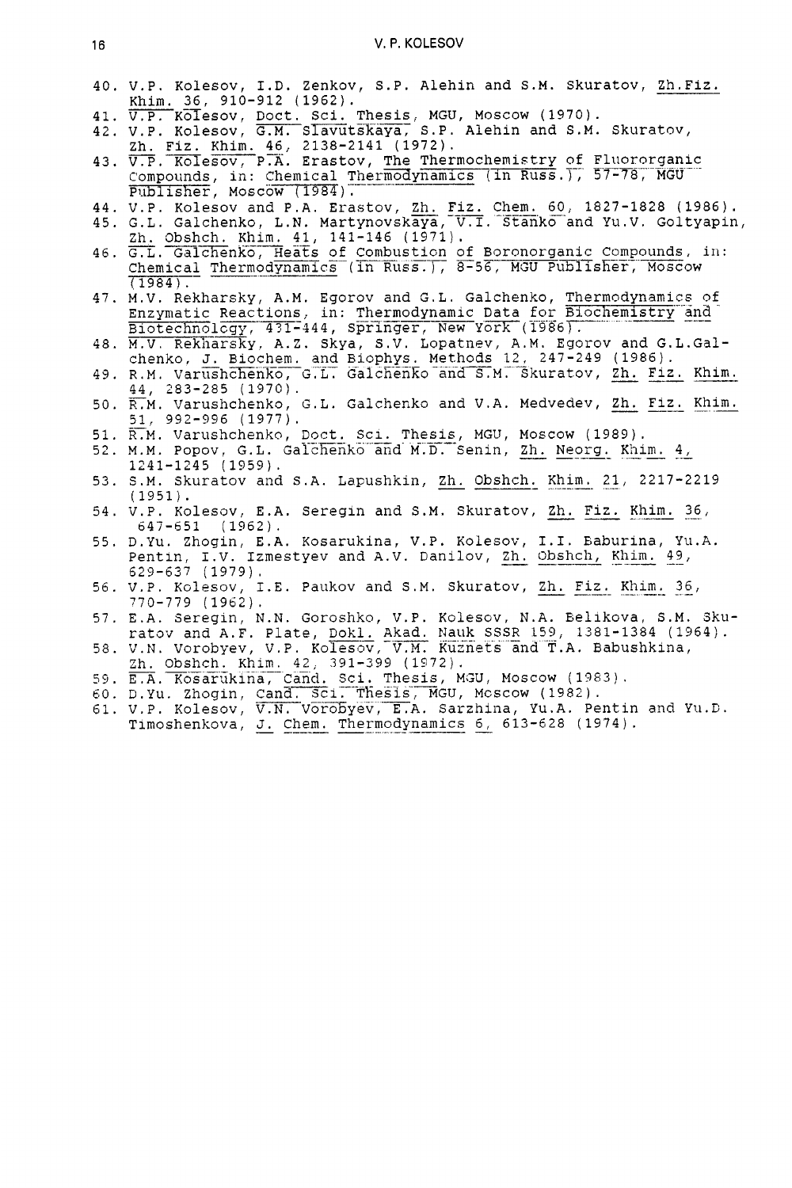40. V.P. Kolesov, I.D. Zenkov, S.P. Alehin and S.M. Skuratov, Zh.Fiz. Khim. 36, 910-912 (1962).
41. V.P. Kolesov, Doct. Sci. Thesis, MGU, Moscow (1970).
42. V.P. Kolesov, G.M. Slavutskaya, S.P. Alehin and S.M. Skuratov, Zh. Fiz. Khim. 46, 2138-2141 (1972).
43. V.P. Kolesov, P.A. Erastov, The Thermochemistry of Fluororganic Compounds, in: Chemical Thermodynamics (in Russ.), 57-78, MGU Publisher, Moscow (1984).
44. V.P. Kolesov and P.A. Erastov, Zh. Fiz. Chem. 60, 1827-1828 (1986).
45. G.L. Galchenko, L.N. Martynovskaya, V.I. Stanko and Yu.V. Goltyapin, Zh. Obshch. Khim. 41, 141-146 (1971).
46. G.L. Galchenko, Heats of Combustion of Boronorganic Compounds, in: Chemical Thermodynamics (in Russ.), 8-56, MGU Publisher, Moscow (1984).
47. M.V. Rekharsky, A.M. Egorov and G.L. Galchenko, Thermodynamics of Enzymatic Reactions, in: Thermodynamic Data for Biochemistry and Biotechnology, 431-444, Springer, New York (1986).
48. M.V. Rekharsky, A.Z. Skya, S.V. Lopatnev, A.M. Egorov and G.L.Galchenko, J. Biochem. and Biophys. Methods 12, 247-249 (1986).
49. R.M. Varushchenko, G.L. Galchenko and S.M. Skuratov, Zh. Fiz. Khim. 44, 283-285 (1970).
50. R.M. Varushchenko, G.L. Galchenko and V.A. Medvedev, Zh. Fiz. Khim. 51, 992-996 (1977).
51. R.M. Varushchenko, Doct. Sci. Thesis, MGU, Moscow (1989).
52. M.M. Popov, G.L. Galchenko and M.D. Senin, Zh. Neorg. Khim. 4, 1241-1245 (1959).
53. S.M. Skuratov and S.A. Lapushkin, Zh. Obshch. Khim. 21, 2217-2219 (1951).
54. V.P. Kolesov, E.A. Seregin and S.M. Skuratov, Zh. Fiz. Khim. 36, 647-651 (1962).
55. D.Yu. Zhogin, E.A. Kosarukina, V.P. Kolesov, I.I. Baburina, Yu.A. Pentin, I.V. Izmestyev and A.V. Danilov, Zh. Obshch, Khim. 49, 629-637 (1979).
56. V.P. Kolesov, I.E. Paukov and S.M. Skuratov, Zh. Fiz. Khim. 36, 770-779 (1962).
57. E.A. Seregin, N.N. Goroshko, V.P. Kolesov, N.A. Belikova, S.M. Skuratov and A.F. Plate, Dokl. Akad. Nauk SSSR 159, 1381-1384 (1964).
58. V.N. Vorobyev, V.P. Kolesov, V.M. Kuznets and T.A. Babushkina, Zh. Obshch. Khim. 42, 391-399 (1972).
59. E.A. Kosarukina, Cand. Sci. Thesis, MGU, Moscow (1983).
60. D.Yu. Zhogin, Cand. Sci. Thesis, MGU, Moscow (1982).
61. V.P. Kolesov, V.N. Vorobyev, E.A. Sarzhina, Yu.A. Pentin and Yu.D. Timoshenkova, J. Chem. Thermodynamics 6, 613-628 (1974).